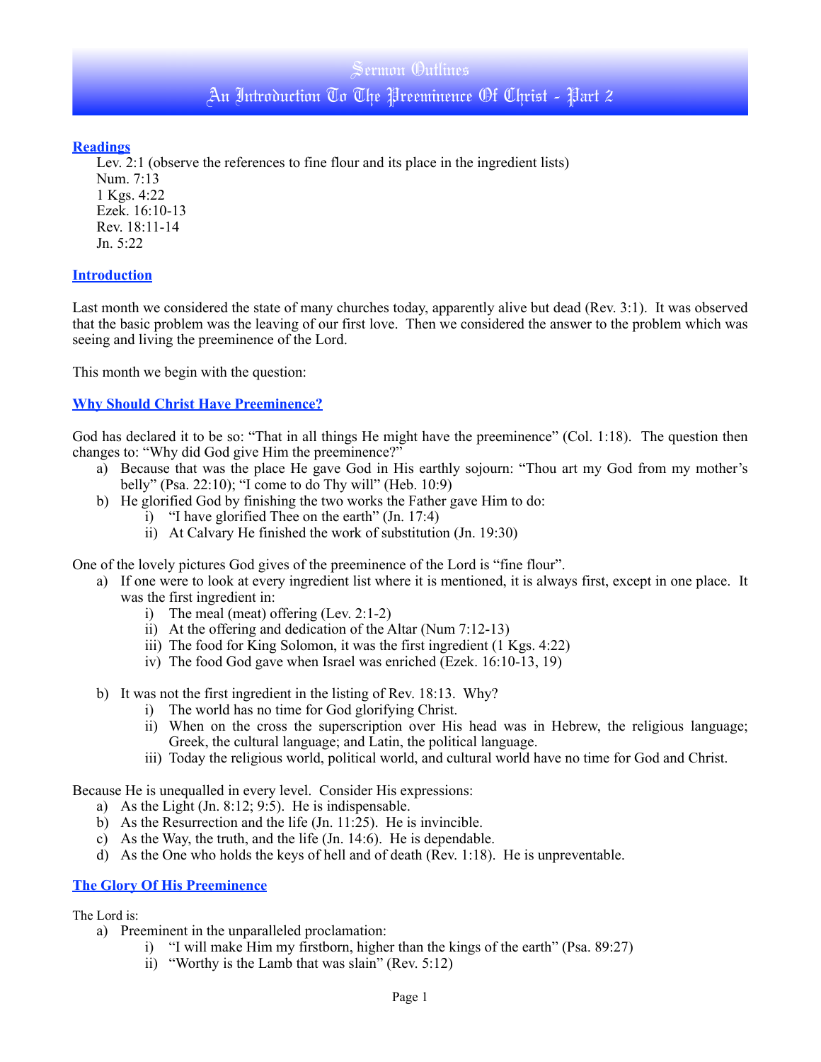# Sermon Outlines

# An Introduction To The Preeminence Of Christ - Part 2

## Readings

Lev. 2:1 (observe the references to fine flour and its place in the ingredient lists)
Num. 7:13
1 Kgs. 4:22
Ezek. 16:10-13
Rev. 18:11-14
Jn. 5:22

## Introduction

Last month we considered the state of many churches today, apparently alive but dead (Rev. 3:1). It was observed that the basic problem was the leaving of our first love. Then we considered the answer to the problem which was seeing and living the preeminence of the Lord.

This month we begin with the question:

## Why Should Christ Have Preeminence?

God has declared it to be so: "That in all things He might have the preeminence" (Col. 1:18). The question then changes to: "Why did God give Him the preeminence?"

a) Because that was the place He gave God in His earthly sojourn: "Thou art my God from my mother's belly" (Psa. 22:10); "I come to do Thy will" (Heb. 10:9)

b) He glorified God by finishing the two works the Father gave Him to do:
   i) "I have glorified Thee on the earth" (Jn. 17:4)
   ii) At Calvary He finished the work of substitution (Jn. 19:30)

One of the lovely pictures God gives of the preeminence of the Lord is "fine flour".

a) If one were to look at every ingredient list where it is mentioned, it is always first, except in one place. It was the first ingredient in:
   i) The meal (meat) offering (Lev. 2:1-2)
   ii) At the offering and dedication of the Altar (Num 7:12-13)
   iii) The food for King Solomon, it was the first ingredient (1 Kgs. 4:22)
   iv) The food God gave when Israel was enriched (Ezek. 16:10-13, 19)

b) It was not the first ingredient in the listing of Rev. 18:13. Why?
   i) The world has no time for God glorifying Christ.
   ii) When on the cross the superscription over His head was in Hebrew, the religious language; Greek, the cultural language; and Latin, the political language.
   iii) Today the religious world, political world, and cultural world have no time for God and Christ.

Because He is unequalled in every level. Consider His expressions:

a) As the Light (Jn. 8:12; 9:5). He is indispensable.
b) As the Resurrection and the life (Jn. 11:25). He is invincible.
c) As the Way, the truth, and the life (Jn. 14:6). He is dependable.
d) As the One who holds the keys of hell and of death (Rev. 1:18). He is unpreventable.

## The Glory Of His Preeminence

The Lord is:

a) Preeminent in the unparalleled proclamation:
   i) "I will make Him my firstborn, higher than the kings of the earth" (Psa. 89:27)
   ii) "Worthy is the Lamb that was slain" (Rev. 5:12)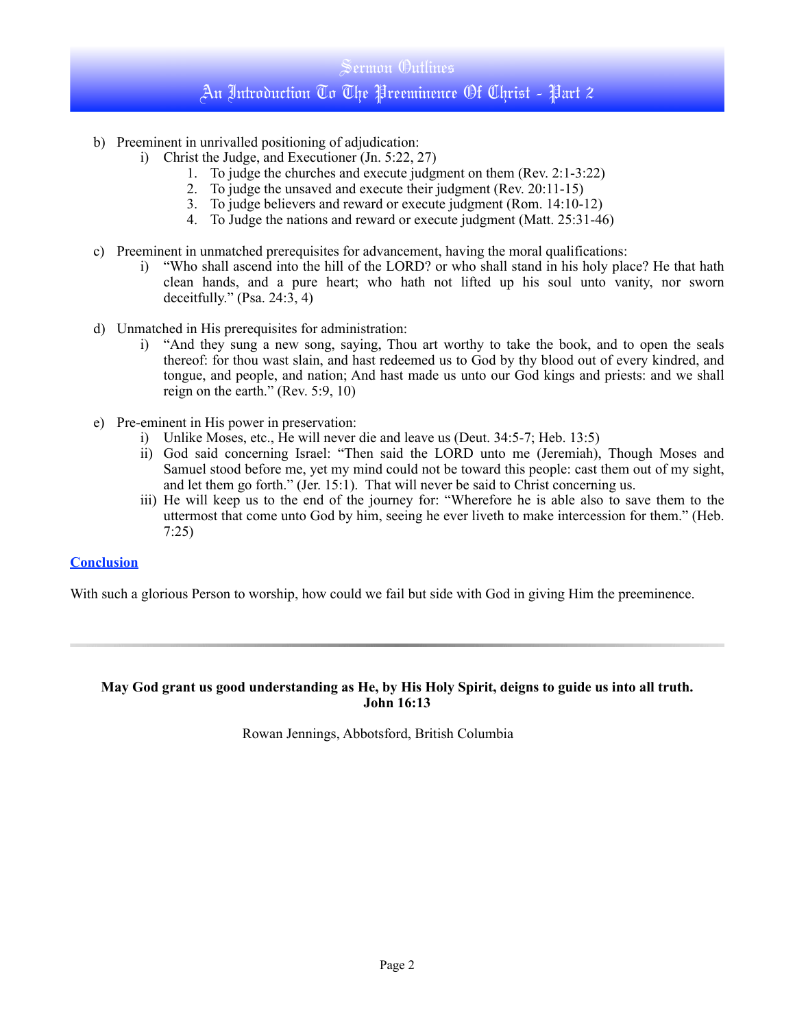b) Preeminent in unrivalled positioning of adjudication:
   i) Christ the Judge, and Executioner (Jn. 5:22, 27)
      1. To judge the churches and execute judgment on them (Rev. 2:1-3:22)
      2. To judge the unsaved and execute their judgment (Rev. 20:11-15)
      3. To judge believers and reward or execute judgment (Rom. 14:10-12)
      4. To Judge the nations and reward or execute judgment (Matt. 25:31-46)

c) Preeminent in unmatched prerequisites for advancement, having the moral qualifications:
   i) "Who shall ascend into the hill of the LORD? or who shall stand in his holy place? He that hath clean hands, and a pure heart; who hath not lifted up his soul unto vanity, nor sworn deceitfully." (Psa. 24:3, 4)

d) Unmatched in His prerequisites for administration:
   i) "And they sung a new song, saying, Thou art worthy to take the book, and to open the seals thereof: for thou wast slain, and hast redeemed us to God by thy blood out of every kindred, and tongue, and people, and nation; And hast made us unto our God kings and priests: and we shall reign on the earth." (Rev. 5:9, 10)

e) Pre-eminent in His power in preservation:
   i) Unlike Moses, etc., He will never die and leave us (Deut. 34:5-7; Heb. 13:5)
   ii) God said concerning Israel: "Then said the LORD unto me (Jeremiah), Though Moses and Samuel stood before me, yet my mind could not be toward this people: cast them out of my sight, and let them go forth." (Jer. 15:1). That will never be said to Christ concerning us.
   iii) He will keep us to the end of the journey for: "Wherefore he is able also to save them to the uttermost that come unto God by him, seeing he ever liveth to make intercession for them." (Heb. 7:25)

## Conclusion

With such a glorious Person to worship, how could we fail but side with God in giving Him the preeminence.

---

**May God grant us good understanding as He, by His Holy Spirit, deigns to guide us into all truth. John 16:13**

Rowan Jennings, Abbotsford, British Columbia